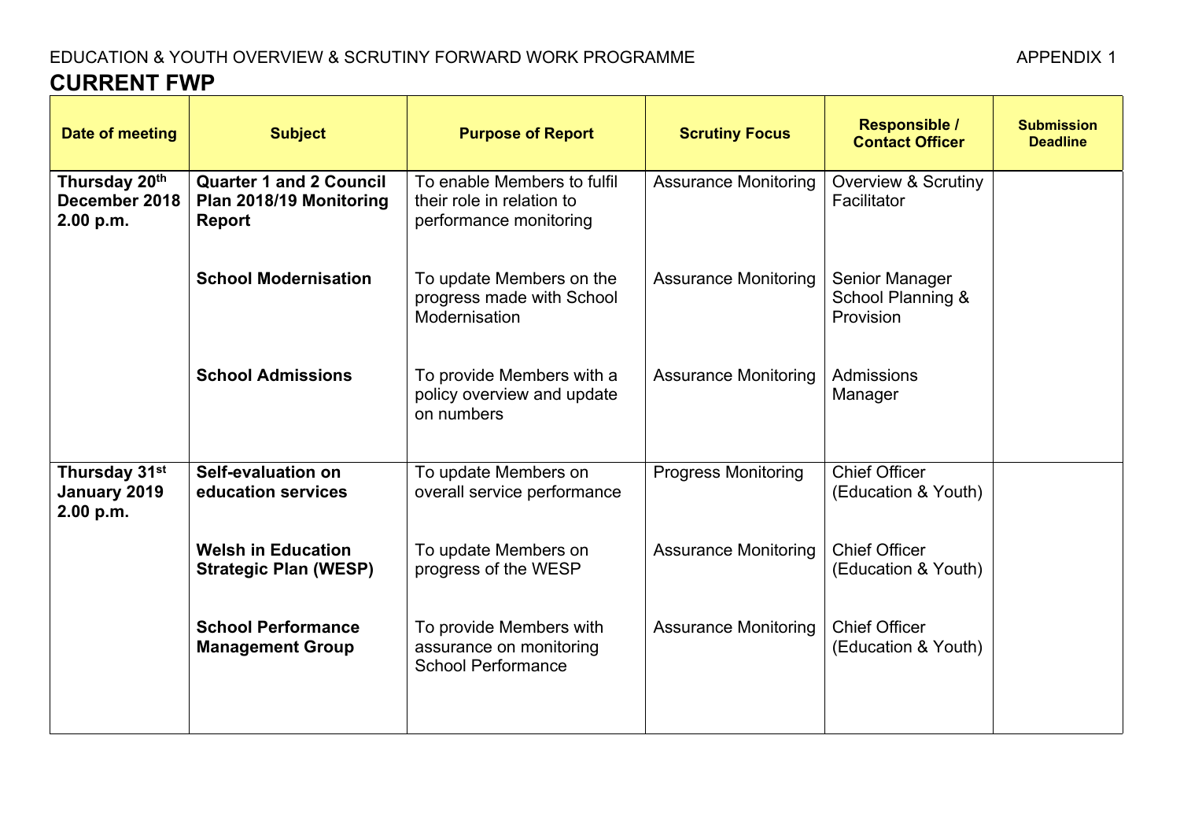EDUCATION & YOUTH OVERVIEW & SCRUTINY FORWARD WORK PROGRAMME APPENDIX 1

# CURRENT FWP

| Date of meeting | Subject | Purpose of Report | Scrutiny Focus | Responsible / Contact Officer | Submission Deadline |
|---|---|---|---|---|---|
| **Thursday 20th December 2018 2.00 p.m.** | **Quarter 1 and 2 Council Plan 2018/19 Monitoring Report** | To enable Members to fulfil their role in relation to performance monitoring | Assurance Monitoring | Overview & Scrutiny Facilitator | |
| | **School Modernisation** | To update Members on the progress made with School Modernisation | Assurance Monitoring | Senior Manager School Planning & Provision | |
| | **School Admissions** | To provide Members with a policy overview and update on numbers | Assurance Monitoring | Admissions Manager | |
| **Thursday 31st January 2019 2.00 p.m.** | **Self-evaluation on education services** | To update Members on overall service performance | Progress Monitoring | Chief Officer (Education & Youth) | |
| | **Welsh in Education Strategic Plan (WESP)** | To update Members on progress of the WESP | Assurance Monitoring | Chief Officer (Education & Youth) | |
| | **School Performance Management Group** | To provide Members with assurance on monitoring School Performance | Assurance Monitoring | Chief Officer (Education & Youth) | |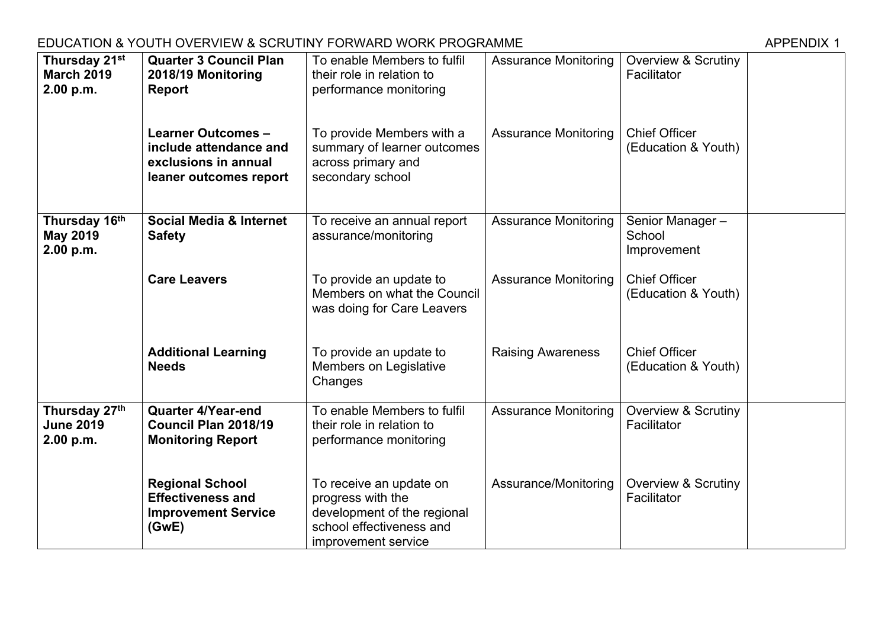EDUCATION & YOUTH OVERVIEW & SCRUTINY FORWARD WORK PROGRAMME APPENDIX 1

| | | | | | |
|---|---|---|---|---|---|
| **Thursday 21st March 2019 2.00 p.m.** | **Quarter 3 Council Plan 2018/19 Monitoring Report** | To enable Members to fulfil their role in relation to performance monitoring | Assurance Monitoring | Overview & Scrutiny Facilitator | |
| | **Learner Outcomes – include attendance and exclusions in annual leaner outcomes report** | To provide Members with a summary of learner outcomes across primary and secondary school | Assurance Monitoring | Chief Officer (Education & Youth) | |
| **Thursday 16th May 2019 2.00 p.m.** | **Social Media & Internet Safety** | To receive an annual report assurance/monitoring | Assurance Monitoring | Senior Manager – School Improvement | |
| | **Care Leavers** | To provide an update to Members on what the Council was doing for Care Leavers | Assurance Monitoring | Chief Officer (Education & Youth) | |
| | **Additional Learning Needs** | To provide an update to Members on Legislative Changes | Raising Awareness | Chief Officer (Education & Youth) | |
| **Thursday 27th June 2019 2.00 p.m.** | **Quarter 4/Year-end Council Plan 2018/19 Monitoring Report** | To enable Members to fulfil their role in relation to performance monitoring | Assurance Monitoring | Overview & Scrutiny Facilitator | |
| | **Regional School Effectiveness and Improvement Service (GwE)** | To receive an update on progress with the development of the regional school effectiveness and improvement service | Assurance/Monitoring | Overview & Scrutiny Facilitator | |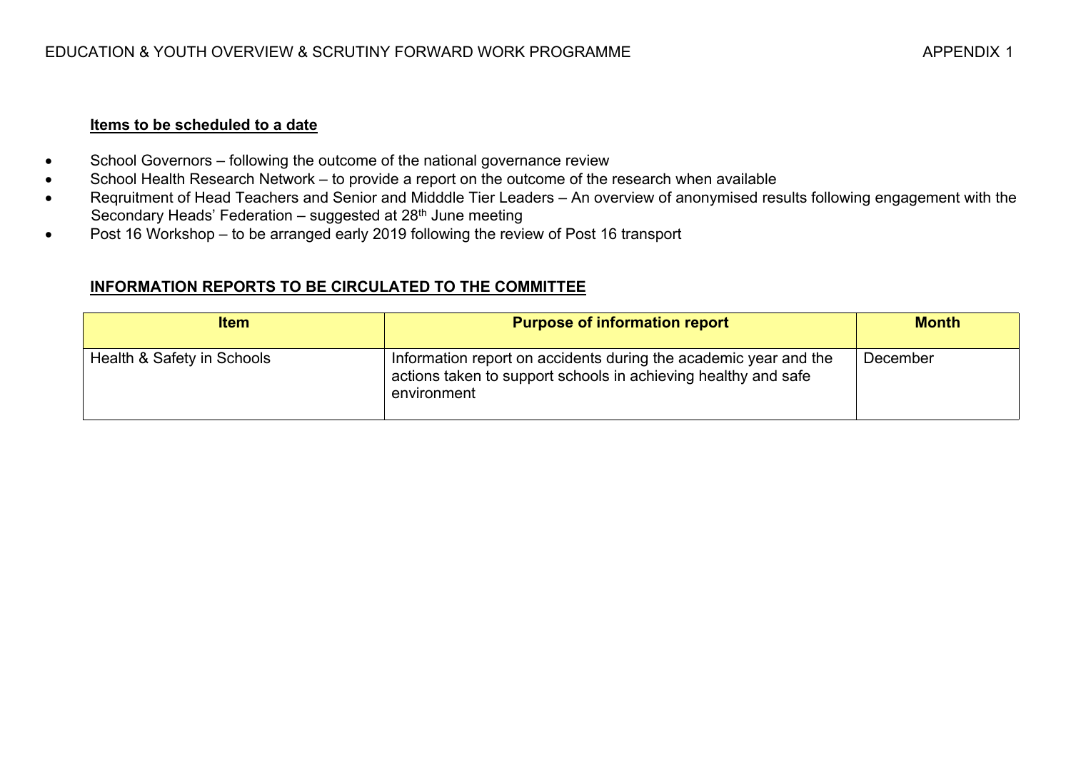EDUCATION & YOUTH OVERVIEW & SCRUTINY FORWARD WORK PROGRAMME APPENDIX 1

**Items to be scheduled to a date**

- School Governors – following the outcome of the national governance review
- School Health Research Network – to provide a report on the outcome of the research when available
- Reqruitment of Head Teachers and Senior and Midddle Tier Leaders – An overview of anonymised results following engagement with the Secondary Heads' Federation – suggested at 28th June meeting
- Post 16 Workshop – to be arranged early 2019 following the review of Post 16 transport

**INFORMATION REPORTS TO BE CIRCULATED TO THE COMMITTEE**

| Item | Purpose of information report | Month |
| --- | --- | --- |
| Health & Safety in Schools | Information report on accidents during the academic year and the actions taken to support schools in achieving healthy and safe environment | December |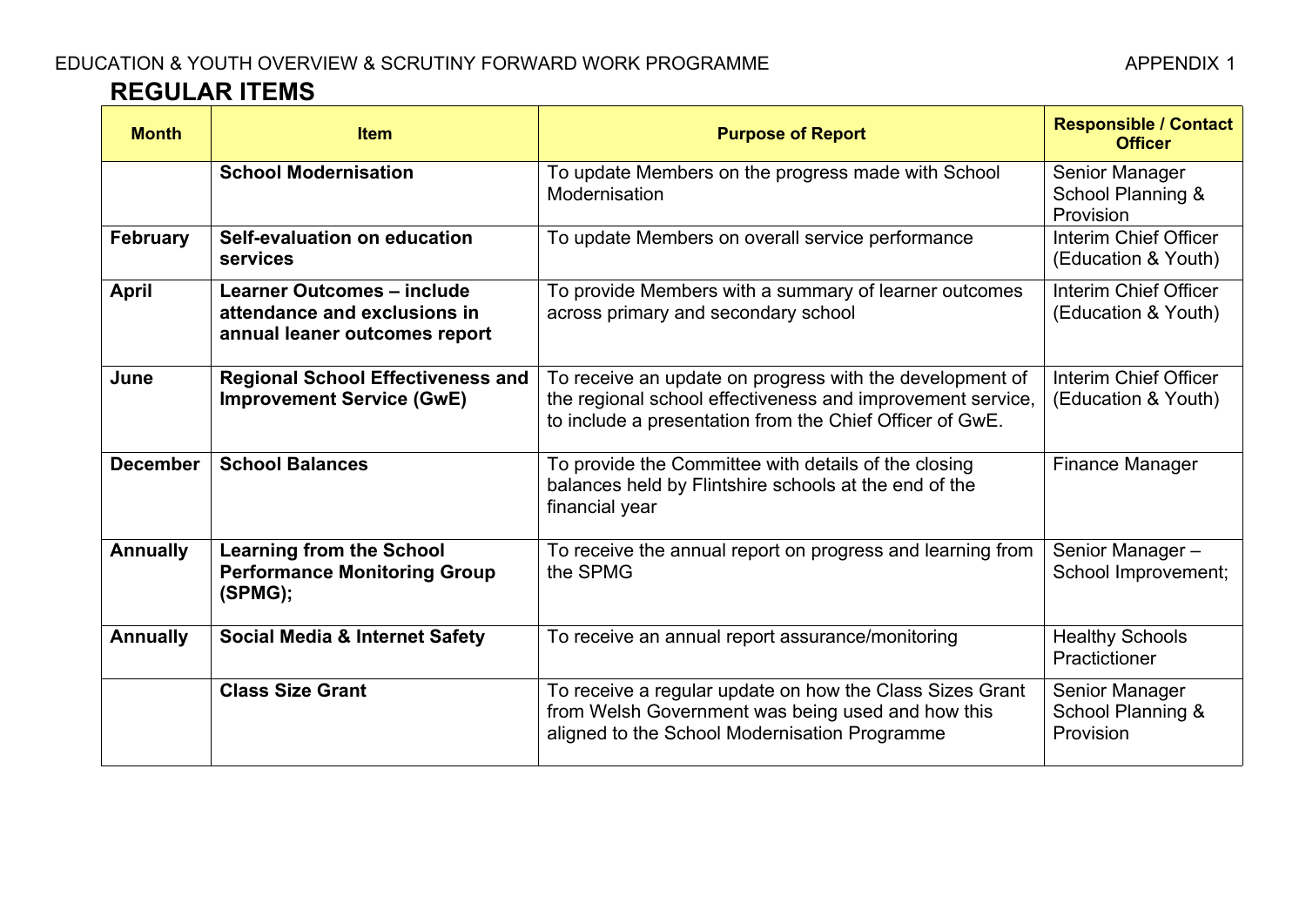EDUCATION & YOUTH OVERVIEW & SCRUTINY FORWARD WORK PROGRAMME APPENDIX 1

## REGULAR ITEMS

| Month | Item | Purpose of Report | Responsible / Contact Officer |
|---|---|---|---|
| | **School Modernisation** | To update Members on the progress made with School Modernisation | Senior Manager School Planning & Provision |
| **February** | **Self-evaluation on education services** | To update Members on overall service performance | Interim Chief Officer (Education & Youth) |
| **April** | **Learner Outcomes – include attendance and exclusions in annual leaner outcomes report** | To provide Members with a summary of learner outcomes across primary and secondary school | Interim Chief Officer (Education & Youth) |
| **June** | **Regional School Effectiveness and Improvement Service (GwE)** | To receive an update on progress with the development of the regional school effectiveness and improvement service, to include a presentation from the Chief Officer of GwE. | Interim Chief Officer (Education & Youth) |
| **December** | **School Balances** | To provide the Committee with details of the closing balances held by Flintshire schools at the end of the financial year | Finance Manager |
| **Annually** | **Learning from the School Performance Monitoring Group (SPMG);** | To receive the annual report on progress and learning from the SPMG | Senior Manager – School Improvement; |
| **Annually** | **Social Media & Internet Safety** | To receive an annual report assurance/monitoring | Healthy Schools Practictioner |
| | **Class Size Grant** | To receive a regular update on how the Class Sizes Grant from Welsh Government was being used and how this aligned to the School Modernisation Programme | Senior Manager School Planning & Provision |